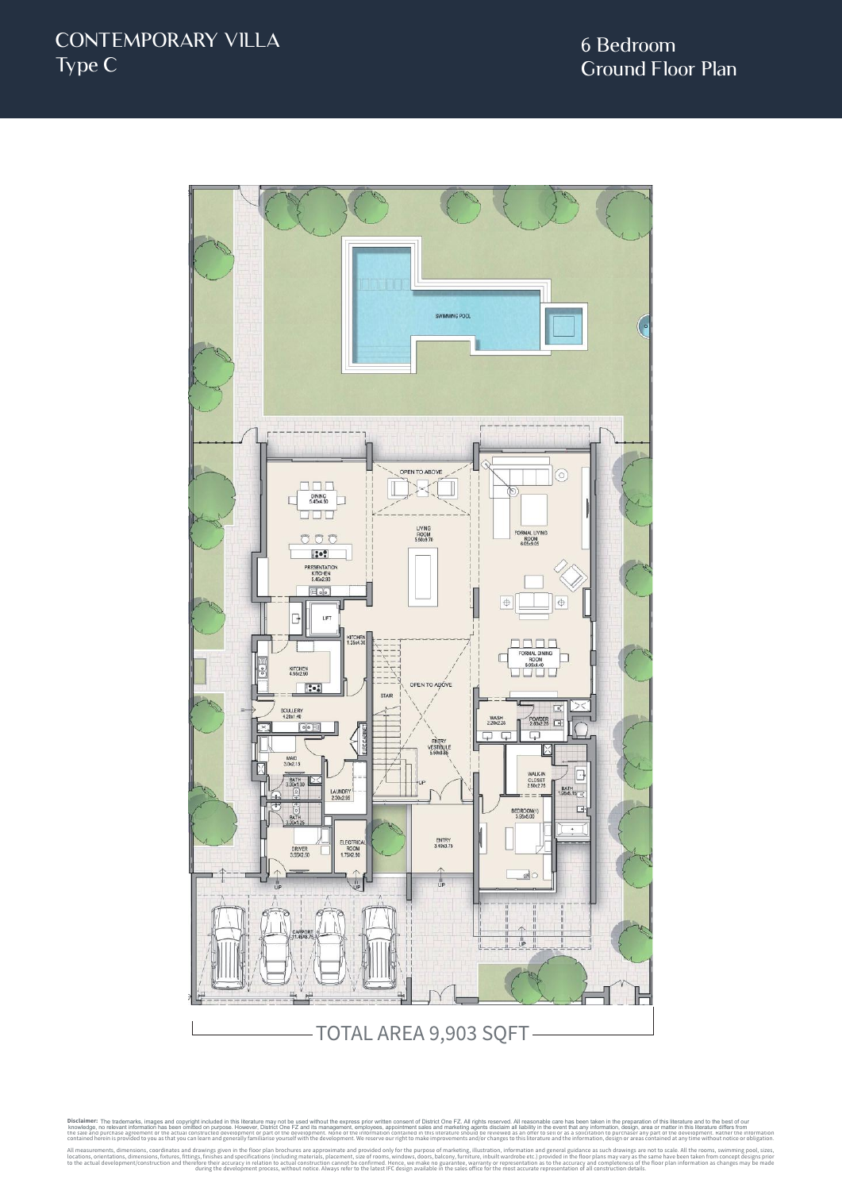# CONTEMPORARY VILLA
Type C

## 6 Bedroom
Ground Floor Plan

SWIMMING POOL

OPEN TO ABOVE

DINING 5.45x4.50

PRESENTATION KITCHEN 5.45x2.90

LIVING ROOM 5.50x8.70

FORMAL LIVING ROOM 6.05x9.05

LIFT

KITCHEN 1.25x4.30

KITCHEN 4.55x2.90

FORMAL DINING ROOM 6.05x4.40

OPEN TO ABOVE

STAIR

SCULLERY 4.20x1.40

WASH 2.20x2.28

POWDER 2.80x2.25

ENTRY VESTIBULE 5.50x8.85

MAID 3.0x2.15

BATH 3.00x1.50

LAUNDRY 2.50x2.95

BATH 3.00x1.25

WALK-IN CLOSET 2.50x2.75

BATH 1.95x5.15

BEDROOM(1) 3.95x5.00

DRIVER 3.05x2.50

ELECTRICAL ROOM 1.75x2.50

ENTRY 3.40x3.75

UP

CARPORT 11.45x8.75

TOTAL AREA 9,903 SQFT

**Disclaimer:** The trademarks, images and copyright included in this literature may not be used without the express prior written consent of District One FZ. All rights reserved. All reasonable care has been taken in the preparation of this literature and to the best of our knowledge, no relevant information has been omitted on purpose. However, District One FZ and its management, employees, appointment sales and marketing agents disclaim all liability in the event that any information, design, area or matter in this literature differs from the sale and purchase agreement or the actual constructed development or part of the development. None of the information contained in this literature should be reviewed as an offer to sell or as a solicitation to purchaser any part of the development. Rather the information contained herein is provided to you as that you can learn and generally familiarise yourself with the development. We reserve our right to make improvements and/or changes to this literature and the information, design or areas contained at any time without notice or obligation.

All measurements, dimensions, coordinates and drawings given in the floor plan brochures are approximate and provided only for the purpose of marketing, illustration, information and general guidance as such drawings are not to scale. All the rooms, swimming pool, sizes, locations, orientations, dimensions, fixtures, fittings, finishes and specifications (including materials, placement, size of rooms, windows, doors, balcony, furniture, inbuilt wardrobe etc.) provided in the floor plans may vary as the same have been taken from concept designs prior to the actual development/construction and therefore their accuracy in relation to actual construction cannot be confirmed. Hence, we make no guarantee, warranty or representation as to the accuracy and completeness of the floor plan information as changes may be made during the development process, without notice. Always refer to the latest IFC design available in the sales office for the most accurate representation of all construction details.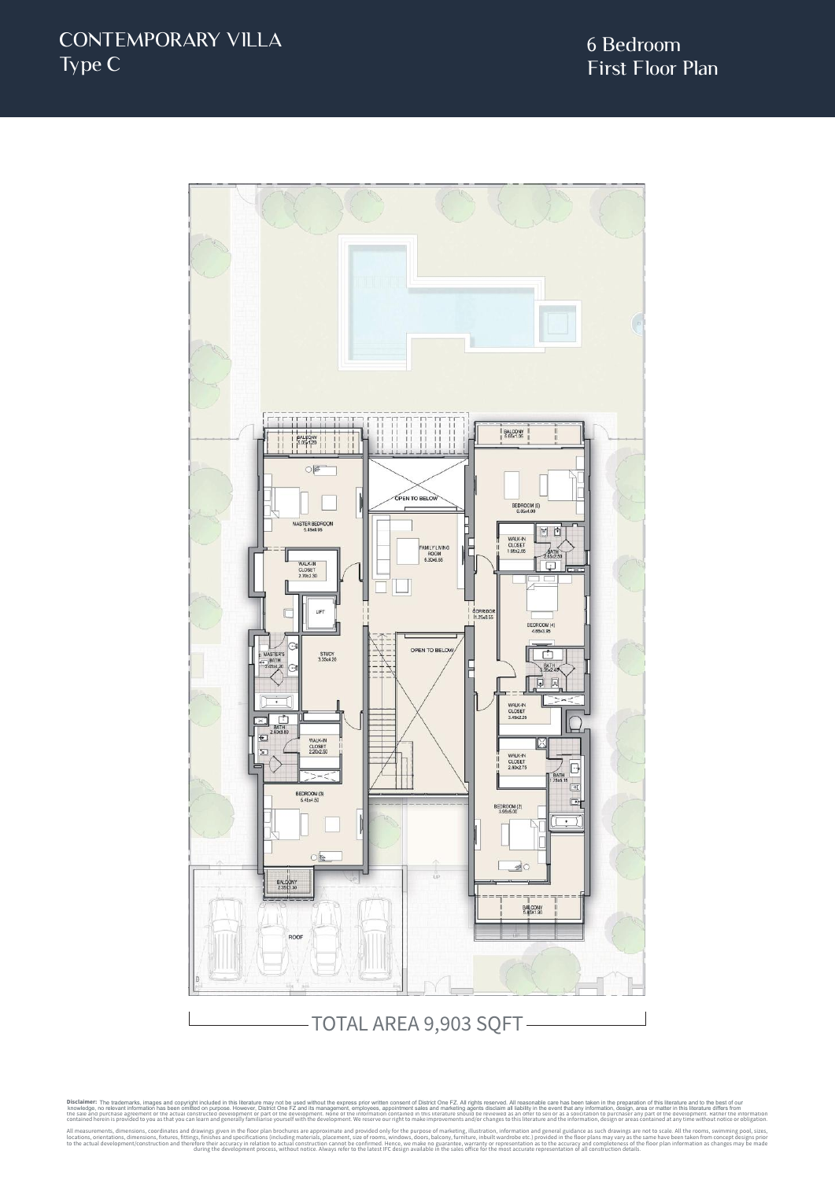# CONTEMPORARY VILLA
Type C

6 Bedroom
First Floor Plan

BALCONY
5.05x1.20

MASTER BEDROOM
5.65x4.95

WALK-IN CLOSET
2.70x2.30

LIFT

MASTER'S BATH

STUDY
3.30x4.20

BATH
2.40x3.60

WALK-IN CLOSET
2.20x2.50

BEDROOM (3)
5.45x4.50

BALCONY
2.35x1.30

ROOF

OPEN TO BELOW

FAMILY LIVING ROOM
6.30x6.55

OPEN TO BELOW

CORRIDOR
11.25x3.55

BALCONY
5.65x1.35

BEDROOM (5)
5.65x4.00

WALK-IN CLOSET
1.95x2.85

BATH
2.55x2.50

BEDROOM (4)
4.65x3.95

BATH
1.95x2.40

WALK-IN CLOSET
3.45x2.25

WALK-IN CLOSET
2.90x2.75

BATH

BEDROOM (2)
3.95x5.00

BALCONY
5.65x1.30

TOTAL AREA 9,903 SQFT

**Disclaimer:** The trademarks, images and copyright included in this literature may not be used without the express prior written consent of District One FZ. All rights reserved. All reasonable care has been taken in the preparation of this literature and to the best of our knowledge, no relevant information has been omitted on purpose. However, District One FZ and its management, employees, appointment sales and marketing agents disclaim all liability in the event that any information, design, area or matter in this literature differs from the sale and purchase agreement or the actual constructed development or part of the development. None of the information contained in this literature should be reviewed as an offer to sell or as a solicitation to purchaser any part of the development. Rather the information contained herein is provided to you as that you can learn and generally familiarise yourself with the development. We reserve our right to make improvements and/or changes to this literature and the information, design or areas contained at any time without notice or obligation.

All measurements, dimensions, coordinates and drawings given in the floor plan brochures are approximate and provided only for the purpose of marketing, illustration, information and general guidance as such drawings are not to scale. All the rooms, swimming pool, sizes, locations, orientations, dimensions, fixtures, fittings, finishes and specifications (including materials, placement, size of rooms, windows, doors, balcony, furniture, inbuilt wardrobe etc.) provided in the floor plans may vary as the same have been taken from concept designs prior to the actual development/construction and therefore their accuracy in relation to actual construction cannot be confirmed. Hence, we make no guarantee, warranty or representation as to the accuracy and completeness of the floor plan information as changes may be made during the development process, without notice. Always refer to the latest IFC design available in the sales office for the most accurate representation of all construction details.